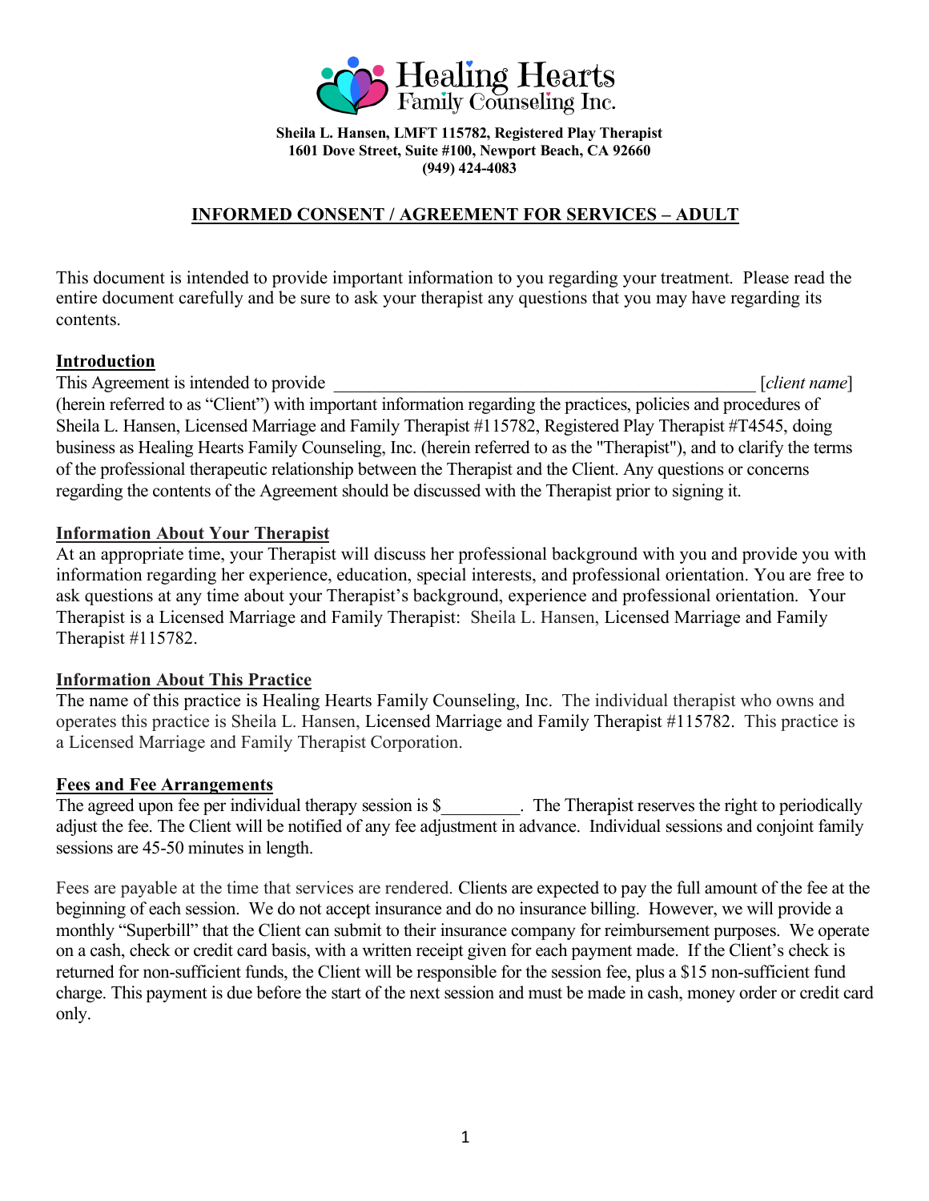**Healing Hearts Family Counseling Inc.**

**Sheila L. Hansen, LMFT 115782, Registered Play Therapist**
**1601 Dove Street, Suite #100, Newport Beach, CA 92660**
**(949) 424-4083**

# INFORMED CONSENT / AGREEMENT FOR SERVICES – ADULT

This document is intended to provide important information to you regarding your treatment. Please read the entire document carefully and be sure to ask your therapist any questions that you may have regarding its contents.

## Introduction

This Agreement is intended to provide _______________________________________________ [*client name*] (herein referred to as "Client") with important information regarding the practices, policies and procedures of Sheila L. Hansen, Licensed Marriage and Family Therapist #115782, Registered Play Therapist #T4545, doing business as Healing Hearts Family Counseling, Inc. (herein referred to as the "Therapist"), and to clarify the terms of the professional therapeutic relationship between the Therapist and the Client. Any questions or concerns regarding the contents of the Agreement should be discussed with the Therapist prior to signing it.

## Information About Your Therapist

At an appropriate time, your Therapist will discuss her professional background with you and provide you with information regarding her experience, education, special interests, and professional orientation. You are free to ask questions at any time about your Therapist's background, experience and professional orientation. Your Therapist is a Licensed Marriage and Family Therapist: Sheila L. Hansen, Licensed Marriage and Family Therapist #115782.

## Information About This Practice

The name of this practice is Healing Hearts Family Counseling, Inc. The individual therapist who owns and operates this practice is Sheila L. Hansen, Licensed Marriage and Family Therapist #115782. This practice is a Licensed Marriage and Family Therapist Corporation.

## Fees and Fee Arrangements

The agreed upon fee per individual therapy session is $_________. The Therapist reserves the right to periodically adjust the fee. The Client will be notified of any fee adjustment in advance. Individual sessions and conjoint family sessions are 45-50 minutes in length.

Fees are payable at the time that services are rendered. Clients are expected to pay the full amount of the fee at the beginning of each session. We do not accept insurance and do no insurance billing. However, we will provide a monthly "Superbill" that the Client can submit to their insurance company for reimbursement purposes. We operate on a cash, check or credit card basis, with a written receipt given for each payment made. If the Client's check is returned for non-sufficient funds, the Client will be responsible for the session fee, plus a $15 non-sufficient fund charge. This payment is due before the start of the next session and must be made in cash, money order or credit card only.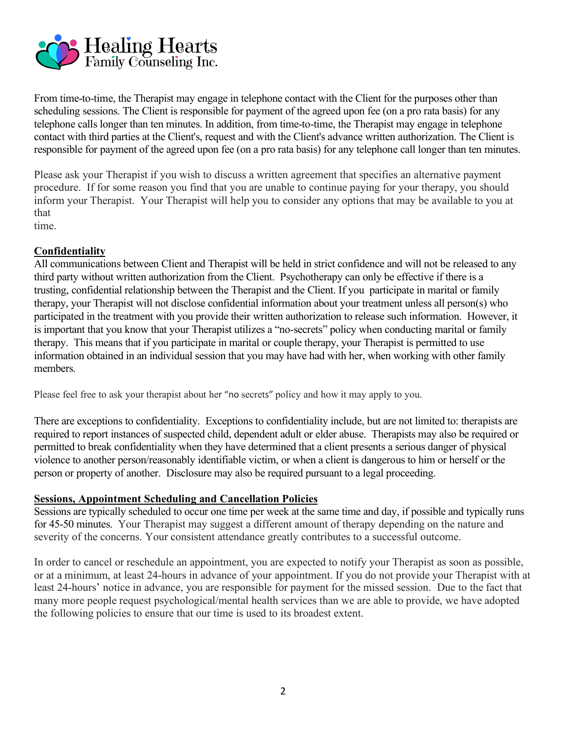From time-to-time, the Therapist may engage in telephone contact with the Client for the purposes other than scheduling sessions. The Client is responsible for payment of the agreed upon fee (on a pro rata basis) for any telephone calls longer than ten minutes. In addition, from time-to-time, the Therapist may engage in telephone contact with third parties at the Client's, request and with the Client's advance written authorization. The Client is responsible for payment of the agreed upon fee (on a pro rata basis) for any telephone call longer than ten minutes.

Please ask your Therapist if you wish to discuss a written agreement that specifies an alternative payment procedure. If for some reason you find that you are unable to continue paying for your therapy, you should inform your Therapist. Your Therapist will help you to consider any options that may be available to you at that time.

**Confidentiality**

All communications between Client and Therapist will be held in strict confidence and will not be released to any third party without written authorization from the Client. Psychotherapy can only be effective if there is a trusting, confidential relationship between the Therapist and the Client. If you participate in marital or family therapy, your Therapist will not disclose confidential information about your treatment unless all person(s) who participated in the treatment with you provide their written authorization to release such information. However, it is important that you know that your Therapist utilizes a "no-secrets" policy when conducting marital or family therapy. This means that if you participate in marital or couple therapy, your Therapist is permitted to use information obtained in an individual session that you may have had with her, when working with other family members.

Please feel free to ask your therapist about her "no secrets" policy and how it may apply to you.

There are exceptions to confidentiality. Exceptions to confidentiality include, but are not limited to: therapists are required to report instances of suspected child, dependent adult or elder abuse. Therapists may also be required or permitted to break confidentiality when they have determined that a client presents a serious danger of physical violence to another person/reasonably identifiable victim, or when a client is dangerous to him or herself or the person or property of another. Disclosure may also be required pursuant to a legal proceeding.

**Sessions, Appointment Scheduling and Cancellation Policies**

Sessions are typically scheduled to occur one time per week at the same time and day, if possible and typically runs for 45-50 minutes. Your Therapist may suggest a different amount of therapy depending on the nature and severity of the concerns. Your consistent attendance greatly contributes to a successful outcome.

In order to cancel or reschedule an appointment, you are expected to notify your Therapist as soon as possible, or at a minimum, at least 24-hours in advance of your appointment. If you do not provide your Therapist with at least 24-hours' notice in advance, you are responsible for payment for the missed session. Due to the fact that many more people request psychological/mental health services than we are able to provide, we have adopted the following policies to ensure that our time is used to its broadest extent.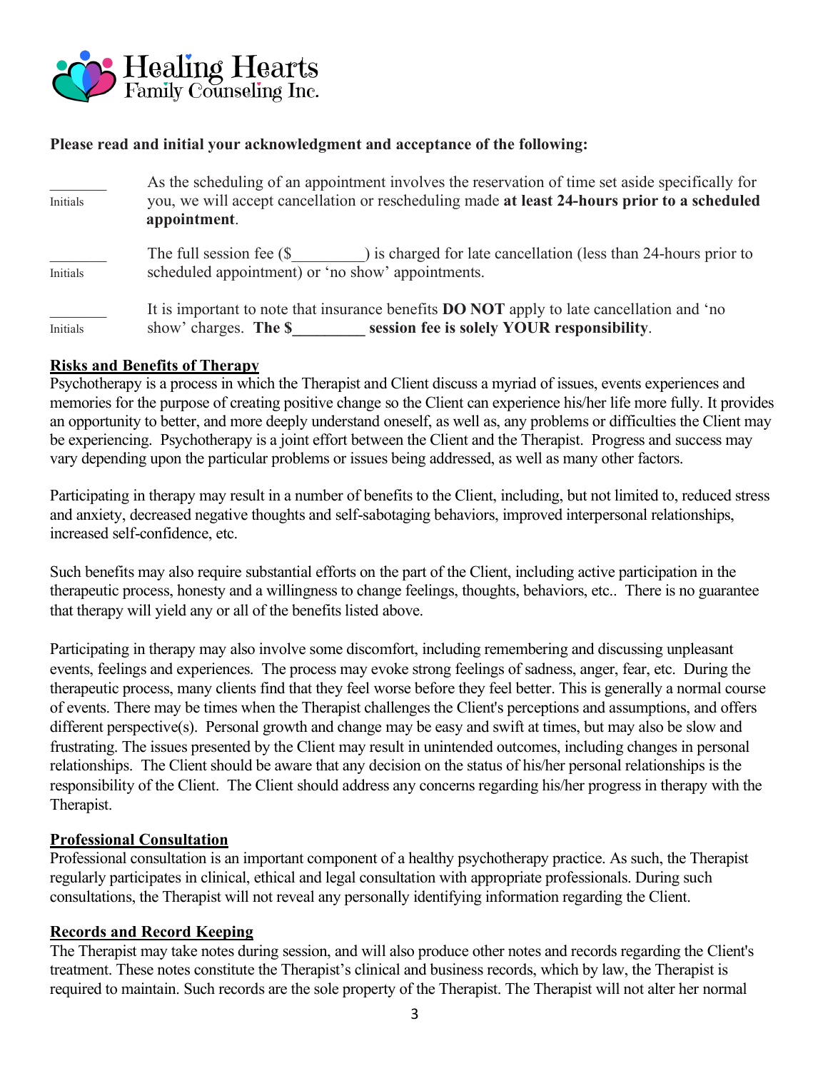**Please read and initial your acknowledgment and acceptance of the following:**

| | |
|---|---|
| ________ Initials | As the scheduling of an appointment involves the reservation of time set aside specifically for you, we will accept cancellation or rescheduling made **at least 24-hours prior to a scheduled appointment**. |
| ________ Initials | The full session fee ($_________) is charged for late cancellation (less than 24-hours prior to scheduled appointment) or 'no show' appointments. |
| ________ Initials | It is important to note that insurance benefits **DO NOT** apply to late cancellation and 'no show' charges. **The $_________ session fee is solely YOUR responsibility**. |

## Risks and Benefits of Therapy

Psychotherapy is a process in which the Therapist and Client discuss a myriad of issues, events experiences and memories for the purpose of creating positive change so the Client can experience his/her life more fully. It provides an opportunity to better, and more deeply understand oneself, as well as, any problems or difficulties the Client may be experiencing. Psychotherapy is a joint effort between the Client and the Therapist. Progress and success may vary depending upon the particular problems or issues being addressed, as well as many other factors.

Participating in therapy may result in a number of benefits to the Client, including, but not limited to, reduced stress and anxiety, decreased negative thoughts and self-sabotaging behaviors, improved interpersonal relationships, increased self-confidence, etc.

Such benefits may also require substantial efforts on the part of the Client, including active participation in the therapeutic process, honesty and a willingness to change feelings, thoughts, behaviors, etc.. There is no guarantee that therapy will yield any or all of the benefits listed above.

Participating in therapy may also involve some discomfort, including remembering and discussing unpleasant events, feelings and experiences. The process may evoke strong feelings of sadness, anger, fear, etc. During the therapeutic process, many clients find that they feel worse before they feel better. This is generally a normal course of events. There may be times when the Therapist challenges the Client's perceptions and assumptions, and offers different perspective(s). Personal growth and change may be easy and swift at times, but may also be slow and frustrating. The issues presented by the Client may result in unintended outcomes, including changes in personal relationships. The Client should be aware that any decision on the status of his/her personal relationships is the responsibility of the Client. The Client should address any concerns regarding his/her progress in therapy with the Therapist.

## Professional Consultation

Professional consultation is an important component of a healthy psychotherapy practice. As such, the Therapist regularly participates in clinical, ethical and legal consultation with appropriate professionals. During such consultations, the Therapist will not reveal any personally identifying information regarding the Client.

## Records and Record Keeping

The Therapist may take notes during session, and will also produce other notes and records regarding the Client's treatment. These notes constitute the Therapist's clinical and business records, which by law, the Therapist is required to maintain. Such records are the sole property of the Therapist. The Therapist will not alter her normal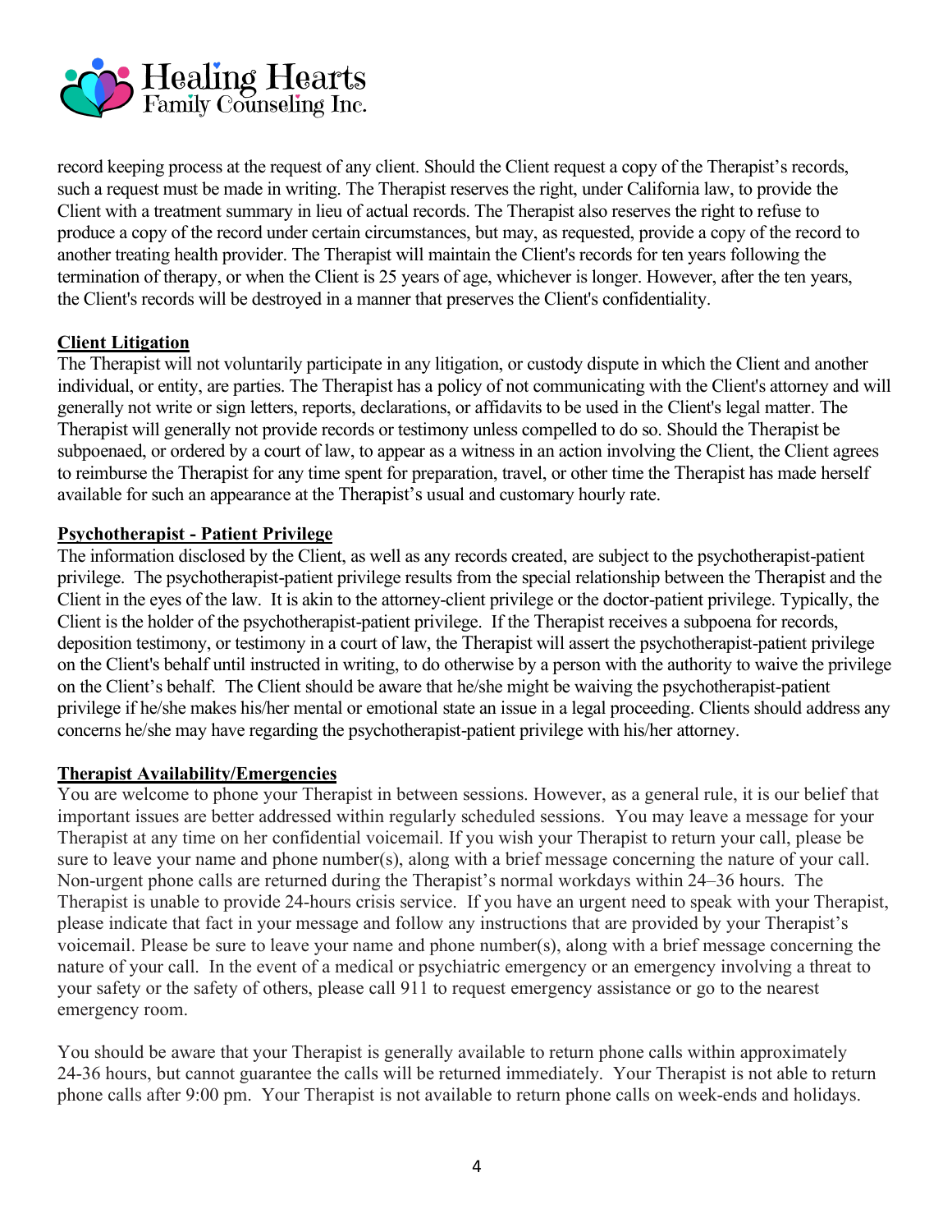record keeping process at the request of any client. Should the Client request a copy of the Therapist's records, such a request must be made in writing. The Therapist reserves the right, under California law, to provide the Client with a treatment summary in lieu of actual records. The Therapist also reserves the right to refuse to produce a copy of the record under certain circumstances, but may, as requested, provide a copy of the record to another treating health provider. The Therapist will maintain the Client's records for ten years following the termination of therapy, or when the Client is 25 years of age, whichever is longer. However, after the ten years, the Client's records will be destroyed in a manner that preserves the Client's confidentiality.

**Client Litigation**

The Therapist will not voluntarily participate in any litigation, or custody dispute in which the Client and another individual, or entity, are parties. The Therapist has a policy of not communicating with the Client's attorney and will generally not write or sign letters, reports, declarations, or affidavits to be used in the Client's legal matter. The Therapist will generally not provide records or testimony unless compelled to do so. Should the Therapist be subpoenaed, or ordered by a court of law, to appear as a witness in an action involving the Client, the Client agrees to reimburse the Therapist for any time spent for preparation, travel, or other time the Therapist has made herself available for such an appearance at the Therapist's usual and customary hourly rate.

**Psychotherapist - Patient Privilege**

The information disclosed by the Client, as well as any records created, are subject to the psychotherapist-patient privilege. The psychotherapist-patient privilege results from the special relationship between the Therapist and the Client in the eyes of the law. It is akin to the attorney-client privilege or the doctor-patient privilege. Typically, the Client is the holder of the psychotherapist-patient privilege. If the Therapist receives a subpoena for records, deposition testimony, or testimony in a court of law, the Therapist will assert the psychotherapist-patient privilege on the Client's behalf until instructed in writing, to do otherwise by a person with the authority to waive the privilege on the Client's behalf. The Client should be aware that he/she might be waiving the psychotherapist-patient privilege if he/she makes his/her mental or emotional state an issue in a legal proceeding. Clients should address any concerns he/she may have regarding the psychotherapist-patient privilege with his/her attorney.

**Therapist Availability/Emergencies**

You are welcome to phone your Therapist in between sessions. However, as a general rule, it is our belief that important issues are better addressed within regularly scheduled sessions. You may leave a message for your Therapist at any time on her confidential voicemail. If you wish your Therapist to return your call, please be sure to leave your name and phone number(s), along with a brief message concerning the nature of your call. Non-urgent phone calls are returned during the Therapist's normal workdays within 24–36 hours. The Therapist is unable to provide 24-hours crisis service. If you have an urgent need to speak with your Therapist, please indicate that fact in your message and follow any instructions that are provided by your Therapist's voicemail. Please be sure to leave your name and phone number(s), along with a brief message concerning the nature of your call. In the event of a medical or psychiatric emergency or an emergency involving a threat to your safety or the safety of others, please call 911 to request emergency assistance or go to the nearest emergency room.

You should be aware that your Therapist is generally available to return phone calls within approximately 24-36 hours, but cannot guarantee the calls will be returned immediately. Your Therapist is not able to return phone calls after 9:00 pm. Your Therapist is not available to return phone calls on week-ends and holidays.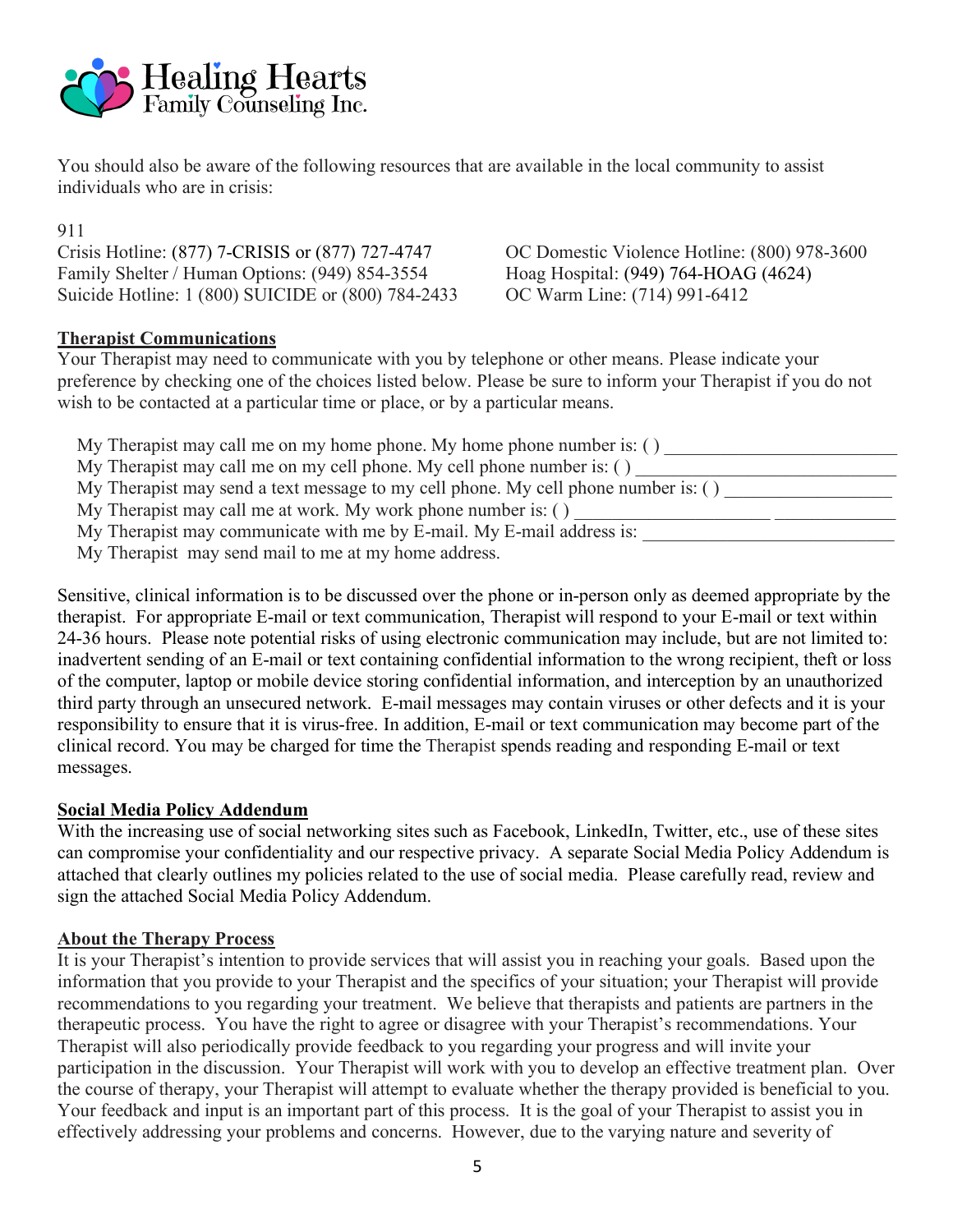You should also be aware of the following resources that are available in the local community to assist individuals who are in crisis:

911

Crisis Hotline: (877) 7-CRISIS or (877) 727-4747

Family Shelter / Human Options: (949) 854-3554

Suicide Hotline: 1 (800) SUICIDE or (800) 784-2433

OC Domestic Violence Hotline: (800) 978-3600

Hoag Hospital: (949) 764-HOAG (4624)

OC Warm Line: (714) 991-6412

**Therapist Communications**

Your Therapist may need to communicate with you by telephone or other means. Please indicate your preference by checking one of the choices listed below. Please be sure to inform your Therapist if you do not wish to be contacted at a particular time or place, or by a particular means.

My Therapist may call me on my home phone. My home phone number is: ( ) ________________________

My Therapist may call me on my cell phone. My cell phone number is: ( ) ___________________________

My Therapist may send a text message to my cell phone. My cell phone number is: ( ) __________________

My Therapist may call me at work. My work phone number is: ( ) ____________________ _____________

My Therapist may communicate with me by E-mail. My E-mail address is: ____________________________

My Therapist may send mail to me at my home address.

Sensitive, clinical information is to be discussed over the phone or in-person only as deemed appropriate by the therapist. For appropriate E-mail or text communication, Therapist will respond to your E-mail or text within 24-36 hours. Please note potential risks of using electronic communication may include, but are not limited to: inadvertent sending of an E-mail or text containing confidential information to the wrong recipient, theft or loss of the computer, laptop or mobile device storing confidential information, and interception by an unauthorized third party through an unsecured network. E-mail messages may contain viruses or other defects and it is your responsibility to ensure that it is virus-free. In addition, E-mail or text communication may become part of the clinical record. You may be charged for time the Therapist spends reading and responding E-mail or text messages.

**Social Media Policy Addendum**

With the increasing use of social networking sites such as Facebook, LinkedIn, Twitter, etc., use of these sites can compromise your confidentiality and our respective privacy. A separate Social Media Policy Addendum is attached that clearly outlines my policies related to the use of social media. Please carefully read, review and sign the attached Social Media Policy Addendum.

**About the Therapy Process**

It is your Therapist's intention to provide services that will assist you in reaching your goals. Based upon the information that you provide to your Therapist and the specifics of your situation; your Therapist will provide recommendations to you regarding your treatment. We believe that therapists and patients are partners in the therapeutic process. You have the right to agree or disagree with your Therapist's recommendations. Your Therapist will also periodically provide feedback to you regarding your progress and will invite your participation in the discussion. Your Therapist will work with you to develop an effective treatment plan. Over the course of therapy, your Therapist will attempt to evaluate whether the therapy provided is beneficial to you. Your feedback and input is an important part of this process. It is the goal of your Therapist to assist you in effectively addressing your problems and concerns. However, due to the varying nature and severity of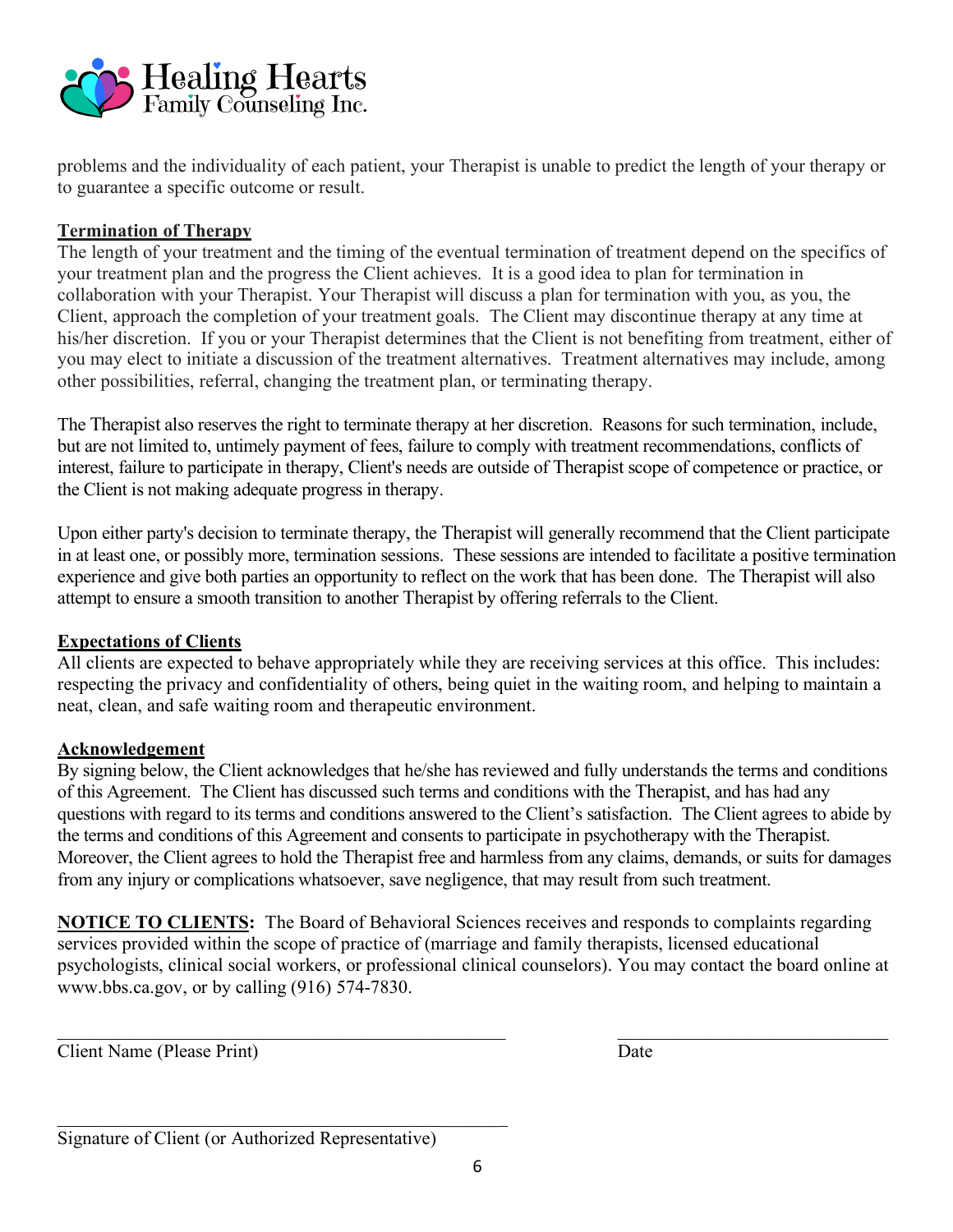problems and the individuality of each patient, your Therapist is unable to predict the length of your therapy or to guarantee a specific outcome or result.

**Termination of Therapy**

The length of your treatment and the timing of the eventual termination of treatment depend on the specifics of your treatment plan and the progress the Client achieves. It is a good idea to plan for termination in collaboration with your Therapist. Your Therapist will discuss a plan for termination with you, as you, the Client, approach the completion of your treatment goals. The Client may discontinue therapy at any time at his/her discretion. If you or your Therapist determines that the Client is not benefiting from treatment, either of you may elect to initiate a discussion of the treatment alternatives. Treatment alternatives may include, among other possibilities, referral, changing the treatment plan, or terminating therapy.

The Therapist also reserves the right to terminate therapy at her discretion. Reasons for such termination, include, but are not limited to, untimely payment of fees, failure to comply with treatment recommendations, conflicts of interest, failure to participate in therapy, Client's needs are outside of Therapist scope of competence or practice, or the Client is not making adequate progress in therapy.

Upon either party's decision to terminate therapy, the Therapist will generally recommend that the Client participate in at least one, or possibly more, termination sessions. These sessions are intended to facilitate a positive termination experience and give both parties an opportunity to reflect on the work that has been done. The Therapist will also attempt to ensure a smooth transition to another Therapist by offering referrals to the Client.

**Expectations of Clients**

All clients are expected to behave appropriately while they are receiving services at this office. This includes: respecting the privacy and confidentiality of others, being quiet in the waiting room, and helping to maintain a neat, clean, and safe waiting room and therapeutic environment.

**Acknowledgement**

By signing below, the Client acknowledges that he/she has reviewed and fully understands the terms and conditions of this Agreement. The Client has discussed such terms and conditions with the Therapist, and has had any questions with regard to its terms and conditions answered to the Client's satisfaction. The Client agrees to abide by the terms and conditions of this Agreement and consents to participate in psychotherapy with the Therapist. Moreover, the Client agrees to hold the Therapist free and harmless from any claims, demands, or suits for damages from any injury or complications whatsoever, save negligence, that may result from such treatment.

**NOTICE TO CLIENTS:** The Board of Behavioral Sciences receives and responds to complaints regarding services provided within the scope of practice of (marriage and family therapists, licensed educational psychologists, clinical social workers, or professional clinical counselors). You may contact the board online at www.bbs.ca.gov, or by calling (916) 574-7830.

\_\_\_\_\_\_\_\_\_\_\_\_\_\_\_\_\_\_\_\_\_\_\_\_\_\_\_\_\_\_\_\_\_\_\_\_\_\_\_\_ \_\_\_\_\_\_\_\_\_\_\_\_\_\_\_\_\_\_\_\_\_\_\_\_
Client Name (Please Print) Date

\_\_\_\_\_\_\_\_\_\_\_\_\_\_\_\_\_\_\_\_\_\_\_\_\_\_\_\_\_\_\_\_\_\_\_\_\_\_\_\_
Signature of Client (or Authorized Representative)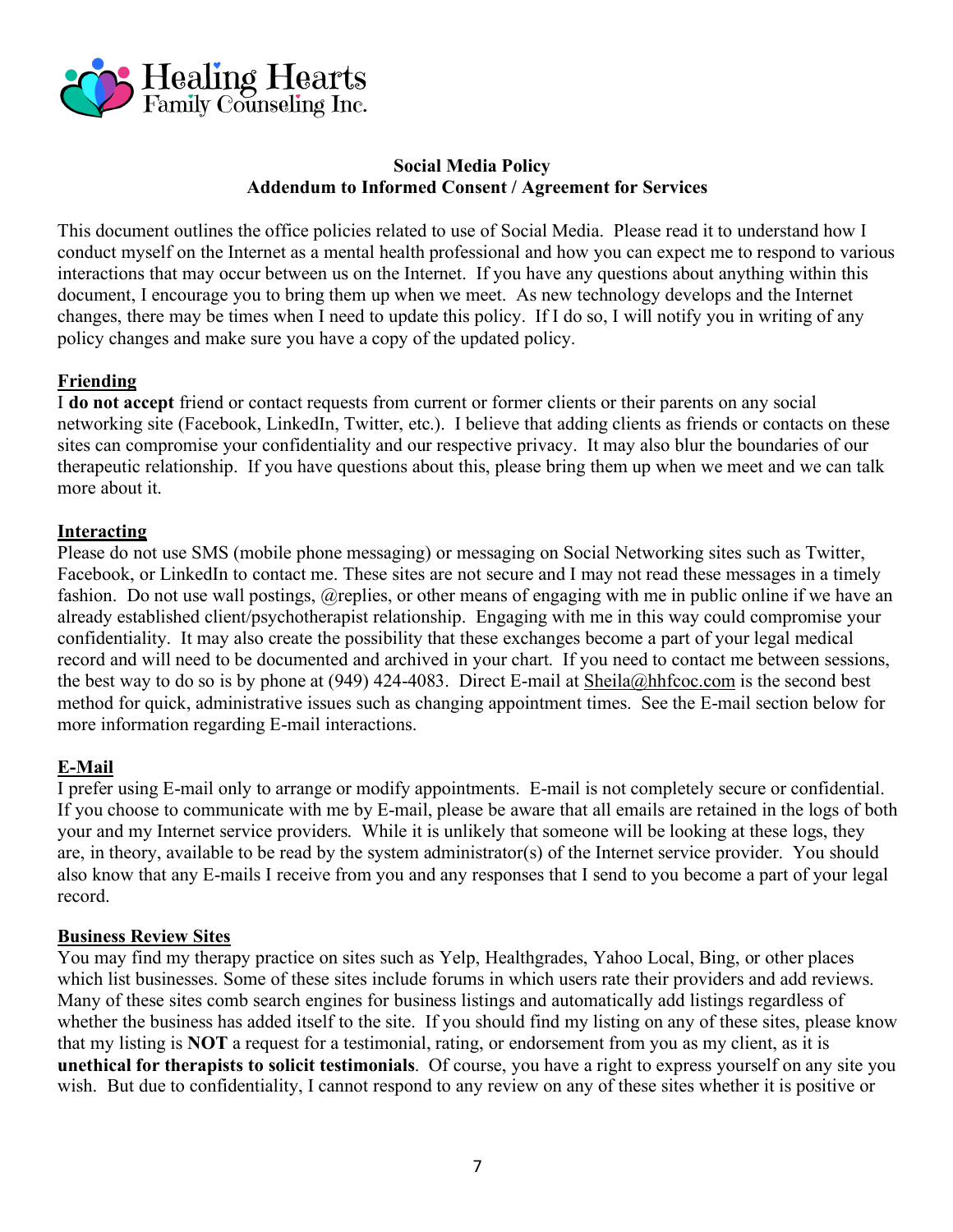Healing Hearts Family Counseling Inc.

**Social Media Policy**
**Addendum to Informed Consent / Agreement for Services**

This document outlines the office policies related to use of Social Media. Please read it to understand how I conduct myself on the Internet as a mental health professional and how you can expect me to respond to various interactions that may occur between us on the Internet. If you have any questions about anything within this document, I encourage you to bring them up when we meet. As new technology develops and the Internet changes, there may be times when I need to update this policy. If I do so, I will notify you in writing of any policy changes and make sure you have a copy of the updated policy.

**Friending**

I **do not accept** friend or contact requests from current or former clients or their parents on any social networking site (Facebook, LinkedIn, Twitter, etc.). I believe that adding clients as friends or contacts on these sites can compromise your confidentiality and our respective privacy. It may also blur the boundaries of our therapeutic relationship. If you have questions about this, please bring them up when we meet and we can talk more about it.

**Interacting**

Please do not use SMS (mobile phone messaging) or messaging on Social Networking sites such as Twitter, Facebook, or LinkedIn to contact me. These sites are not secure and I may not read these messages in a timely fashion. Do not use wall postings, @replies, or other means of engaging with me in public online if we have an already established client/psychotherapist relationship. Engaging with me in this way could compromise your confidentiality. It may also create the possibility that these exchanges become a part of your legal medical record and will need to be documented and archived in your chart. If you need to contact me between sessions, the best way to do so is by phone at (949) 424-4083. Direct E-mail at Sheila@hhfcoc.com is the second best method for quick, administrative issues such as changing appointment times. See the E-mail section below for more information regarding E-mail interactions.

**E-Mail**

I prefer using E-mail only to arrange or modify appointments. E-mail is not completely secure or confidential. If you choose to communicate with me by E-mail, please be aware that all emails are retained in the logs of both your and my Internet service providers. While it is unlikely that someone will be looking at these logs, they are, in theory, available to be read by the system administrator(s) of the Internet service provider. You should also know that any E-mails I receive from you and any responses that I send to you become a part of your legal record.

**Business Review Sites**

You may find my therapy practice on sites such as Yelp, Healthgrades, Yahoo Local, Bing, or other places which list businesses. Some of these sites include forums in which users rate their providers and add reviews. Many of these sites comb search engines for business listings and automatically add listings regardless of whether the business has added itself to the site. If you should find my listing on any of these sites, please know that my listing is **NOT** a request for a testimonial, rating, or endorsement from you as my client, as it is **unethical for therapists to solicit testimonials**. Of course, you have a right to express yourself on any site you wish. But due to confidentiality, I cannot respond to any review on any of these sites whether it is positive or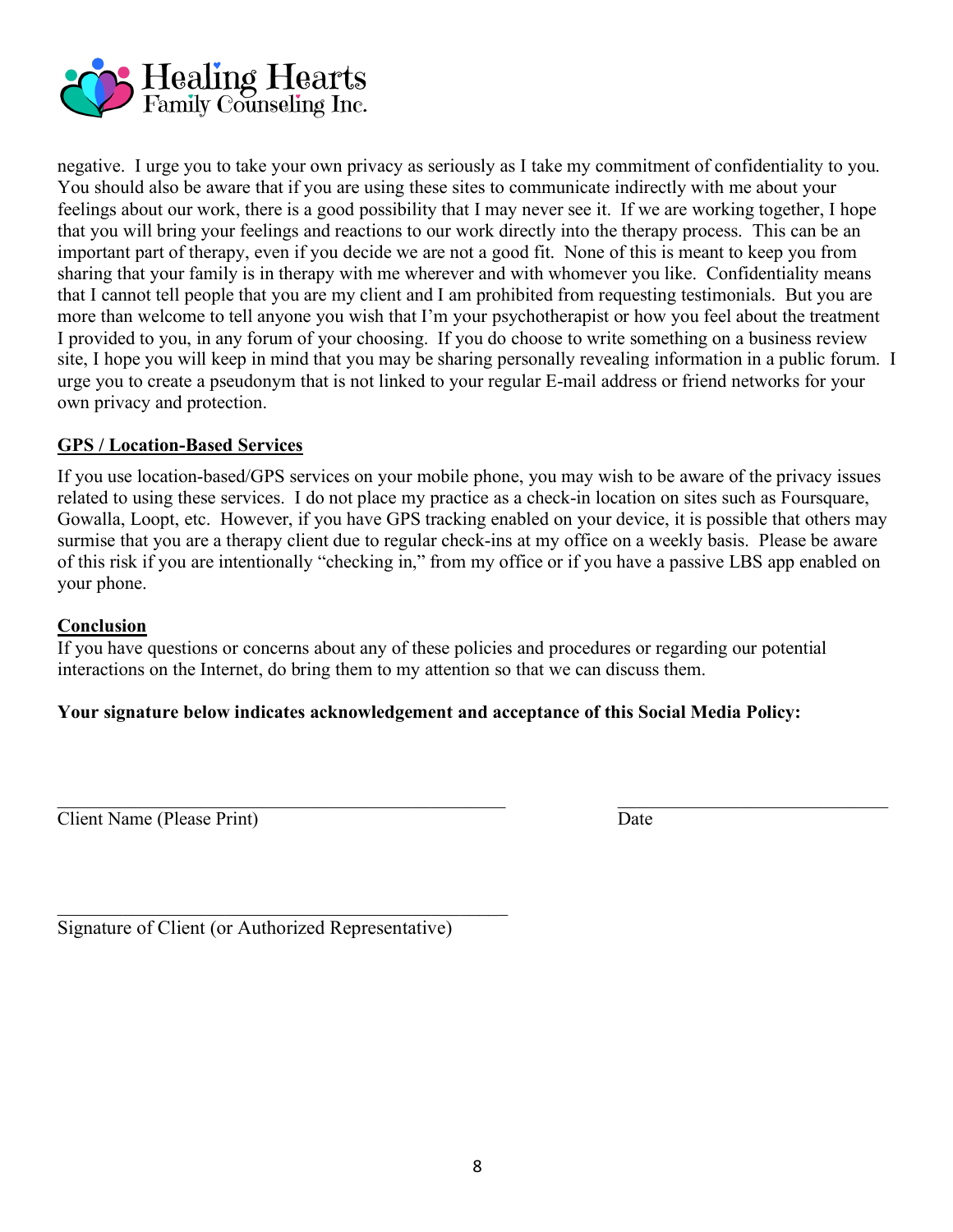negative. I urge you to take your own privacy as seriously as I take my commitment of confidentiality to you. You should also be aware that if you are using these sites to communicate indirectly with me about your feelings about our work, there is a good possibility that I may never see it. If we are working together, I hope that you will bring your feelings and reactions to our work directly into the therapy process. This can be an important part of therapy, even if you decide we are not a good fit. None of this is meant to keep you from sharing that your family is in therapy with me wherever and with whomever you like. Confidentiality means that I cannot tell people that you are my client and I am prohibited from requesting testimonials. But you are more than welcome to tell anyone you wish that I'm your psychotherapist or how you feel about the treatment I provided to you, in any forum of your choosing. If you do choose to write something on a business review site, I hope you will keep in mind that you may be sharing personally revealing information in a public forum. I urge you to create a pseudonym that is not linked to your regular E-mail address or friend networks for your own privacy and protection.

## GPS / Location-Based Services

If you use location-based/GPS services on your mobile phone, you may wish to be aware of the privacy issues related to using these services. I do not place my practice as a check-in location on sites such as Foursquare, Gowalla, Loopt, etc. However, if you have GPS tracking enabled on your device, it is possible that others may surmise that you are a therapy client due to regular check-ins at my office on a weekly basis. Please be aware of this risk if you are intentionally "checking in," from my office or if you have a passive LBS app enabled on your phone.

## Conclusion

If you have questions or concerns about any of these policies and procedures or regarding our potential interactions on the Internet, do bring them to my attention so that we can discuss them.

**Your signature below indicates acknowledgement and acceptance of this Social Media Policy:**

\_\_\_\_\_\_\_\_\_\_\_\_\_\_\_\_\_\_\_\_\_\_\_\_\_\_\_\_\_\_\_\_\_\_\_\_\_\_\_\_\_\_\_\_ \_\_\_\_\_\_\_\_\_\_\_\_\_\_\_\_\_\_\_\_\_\_\_\_\_\_\_
Client Name (Please Print) Date

\_\_\_\_\_\_\_\_\_\_\_\_\_\_\_\_\_\_\_\_\_\_\_\_\_\_\_\_\_\_\_\_\_\_\_\_\_\_\_\_\_\_\_\_
Signature of Client (or Authorized Representative)